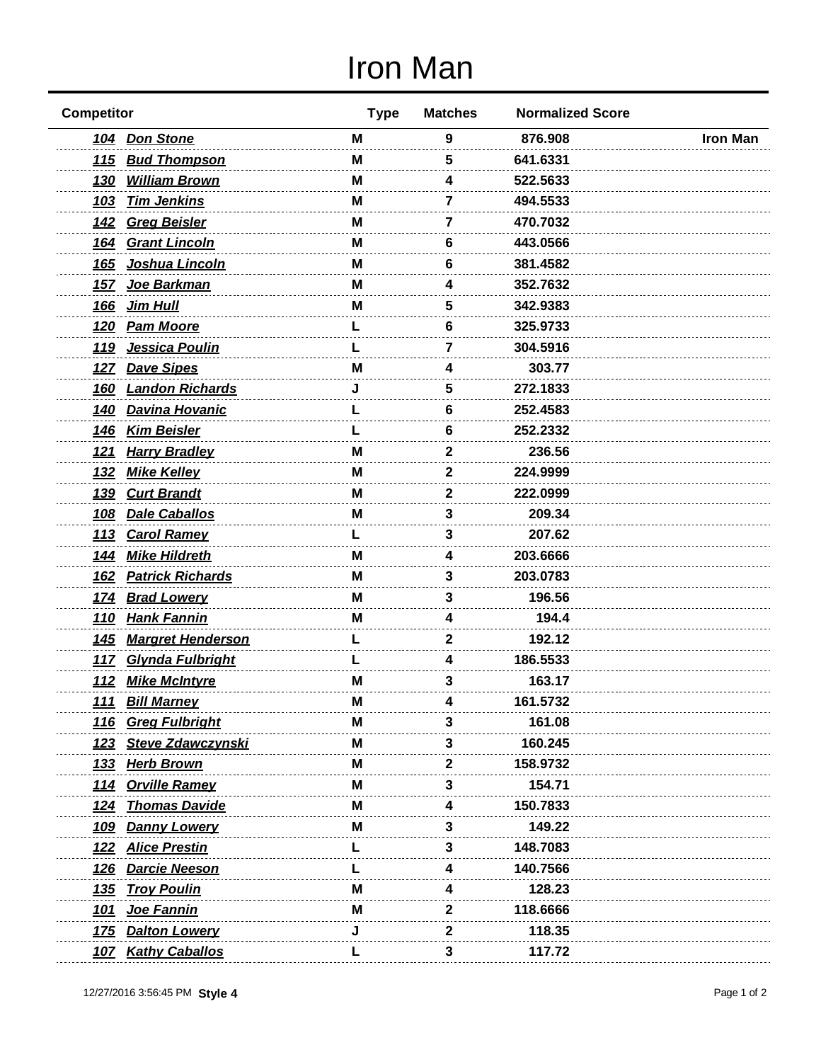# Iron Man

| Competitor | | Type | Matches | Normalized Score | |
|---|---|---|---|---|---|
| 104 | Don Stone | M | 9 | 876.908 | Iron Man |
| 115 | Bud Thompson | M | 5 | 641.6331 | |
| 130 | William Brown | M | 4 | 522.5633 | |
| 103 | Tim Jenkins | M | 7 | 494.5533 | |
| 142 | Greg Beisler | M | 7 | 470.7032 | |
| 164 | Grant Lincoln | M | 6 | 443.0566 | |
| 165 | Joshua Lincoln | M | 6 | 381.4582 | |
| 157 | Joe Barkman | M | 4 | 352.7632 | |
| 166 | Jim Hull | M | 5 | 342.9383 | |
| 120 | Pam Moore | L | 6 | 325.9733 | |
| 119 | Jessica Poulin | L | 7 | 304.5916 | |
| 127 | Dave Sipes | M | 4 | 303.77 | |
| 160 | Landon Richards | J | 5 | 272.1833 | |
| 140 | Davina Hovanic | L | 6 | 252.4583 | |
| 146 | Kim Beisler | L | 6 | 252.2332 | |
| 121 | Harry Bradley | M | 2 | 236.56 | |
| 132 | Mike Kelley | M | 2 | 224.9999 | |
| 139 | Curt Brandt | M | 2 | 222.0999 | |
| 108 | Dale Caballos | M | 3 | 209.34 | |
| 113 | Carol Ramey | L | 3 | 207.62 | |
| 144 | Mike Hildreth | M | 4 | 203.6666 | |
| 162 | Patrick Richards | M | 3 | 203.0783 | |
| 174 | Brad Lowery | M | 3 | 196.56 | |
| 110 | Hank Fannin | M | 4 | 194.4 | |
| 145 | Margret Henderson | L | 2 | 192.12 | |
| 117 | Glynda Fulbright | L | 4 | 186.5533 | |
| 112 | Mike McIntyre | M | 3 | 163.17 | |
| 111 | Bill Marney | M | 4 | 161.5732 | |
| 116 | Greg Fulbright | M | 3 | 161.08 | |
| 123 | Steve Zdawczynski | M | 3 | 160.245 | |
| 133 | Herb Brown | M | 2 | 158.9732 | |
| 114 | Orville Ramey | M | 3 | 154.71 | |
| 124 | Thomas Davide | M | 4 | 150.7833 | |
| 109 | Danny Lowery | M | 3 | 149.22 | |
| 122 | Alice Prestin | L | 3 | 148.7083 | |
| 126 | Darcie Neeson | L | 4 | 140.7566 | |
| 135 | Troy Poulin | M | 4 | 128.23 | |
| 101 | Joe Fannin | M | 2 | 118.6666 | |
| 175 | Dalton Lowery | J | 2 | 118.35 | |
| 107 | Kathy Caballos | L | 3 | 117.72 | |

12/27/2016 3:56:45 PM **Style 4**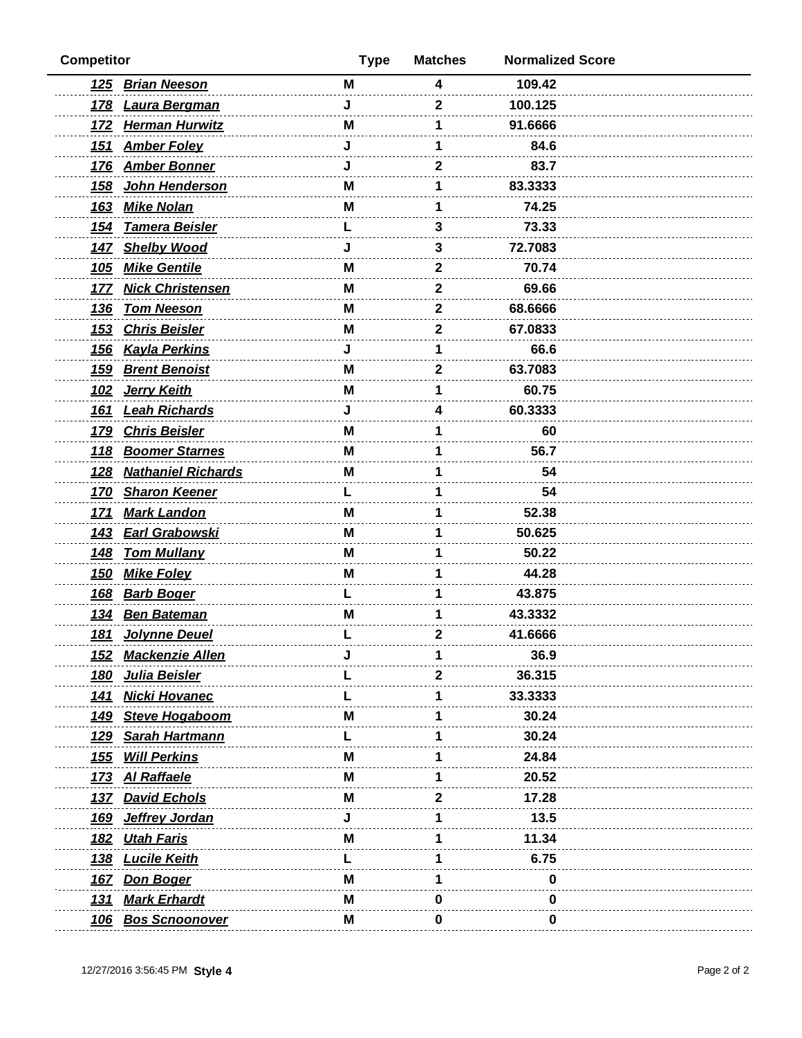| Competitor | | Type | Matches | Normalized Score |
|---|---|---|---|---|
| 125 | Brian Neeson | M | 4 | 109.42 |
| 178 | Laura Bergman | J | 2 | 100.125 |
| 172 | Herman Hurwitz | M | 1 | 91.6666 |
| 151 | Amber Foley | J | 1 | 84.6 |
| 176 | Amber Bonner | J | 2 | 83.7 |
| 158 | John Henderson | M | 1 | 83.3333 |
| 163 | Mike Nolan | M | 1 | 74.25 |
| 154 | Tamera Beisler | L | 3 | 73.33 |
| 147 | Shelby Wood | J | 3 | 72.7083 |
| 105 | Mike Gentile | M | 2 | 70.74 |
| 177 | Nick Christensen | M | 2 | 69.66 |
| 136 | Tom Neeson | M | 2 | 68.6666 |
| 153 | Chris Beisler | M | 2 | 67.0833 |
| 156 | Kayla Perkins | J | 1 | 66.6 |
| 159 | Brent Benoist | M | 2 | 63.7083 |
| 102 | Jerry Keith | M | 1 | 60.75 |
| 161 | Leah Richards | J | 4 | 60.3333 |
| 179 | Chris Beisler | M | 1 | 60 |
| 118 | Boomer Starnes | M | 1 | 56.7 |
| 128 | Nathaniel Richards | M | 1 | 54 |
| 170 | Sharon Keener | L | 1 | 54 |
| 171 | Mark Landon | M | 1 | 52.38 |
| 143 | Earl Grabowski | M | 1 | 50.625 |
| 148 | Tom Mullany | M | 1 | 50.22 |
| 150 | Mike Foley | M | 1 | 44.28 |
| 168 | Barb Boger | L | 1 | 43.875 |
| 134 | Ben Bateman | M | 1 | 43.3332 |
| 181 | Jolynne Deuel | L | 2 | 41.6666 |
| 152 | Mackenzie Allen | J | 1 | 36.9 |
| 180 | Julia Beisler | L | 2 | 36.315 |
| 141 | Nicki Hovanec | L | 1 | 33.3333 |
| 149 | Steve Hogaboom | M | 1 | 30.24 |
| 129 | Sarah Hartmann | L | 1 | 30.24 |
| 155 | Will Perkins | M | 1 | 24.84 |
| 173 | Al Raffaele | M | 1 | 20.52 |
| 137 | David Echols | M | 2 | 17.28 |
| 169 | Jeffrey Jordan | J | 1 | 13.5 |
| 182 | Utah Faris | M | 1 | 11.34 |
| 138 | Lucile Keith | L | 1 | 6.75 |
| 167 | Don Boger | M | 1 | 0 |
| 131 | Mark Erhardt | M | 0 | 0 |
| 106 | Bos Scnoonover | M | 0 | 0 |

12/27/2016 3:56:45 PM **Style 4**